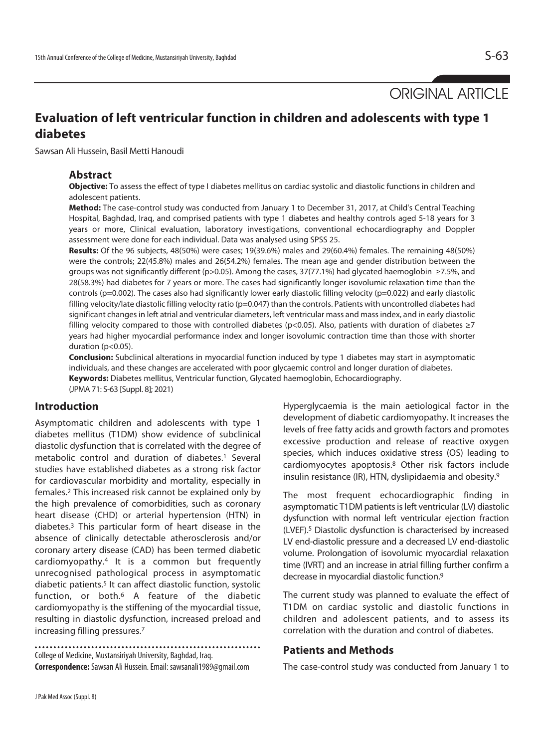ORIGINAL ARTICLE

# Evaluation of left ventricular function in children and adolescents with type 1 diabetes

Sawsan Ali Hussein, Basil Metti Hanoudi

## Abstract

**Objective:** To assess the effect of type I diabetes mellitus on cardiac systolic and diastolic functions in children and adolescent patients.

**Method:** The case-control study was conducted from January 1 to December 31, 2017, at Child's Central Teaching Hospital, Baghdad, Iraq, and comprised patients with type 1 diabetes and healthy controls aged 5-18 years for 3 years or more, Clinical evaluation, laboratory investigations, conventional echocardiography and Doppler assessment were done for each individual. Data was analysed using SPSS 25.

**Results:** Of the 96 subjects, 48(50%) were cases; 19(39.6%) males and 29(60.4%) females. The remaining 48(50%) were the controls; 22(45.8%) males and 26(54.2%) females. The mean age and gender distribution between the groups was not significantly different ($p>0.05$). Among the cases, 37(77.1%) had glycated haemoglobin ≥7.5%, and 28(58.3%) had diabetes for 7 years or more. The cases had significantly longer isovolumic relaxation time than the controls ($p=0.002$). The cases also had significantly lower early diastolic filling velocity ($p=0.022$) and early diastolic filling velocity/late diastolic filling velocity ratio ($p=0.047$) than the controls. Patients with uncontrolled diabetes had significant changes in left atrial and ventricular diameters, left ventricular mass and mass index, and in early diastolic filling velocity compared to those with controlled diabetes ($p<0.05$). Also, patients with duration of diabetes ≥7 years had higher myocardial performance index and longer isovolumic contraction time than those with shorter duration ($p<0.05$).

**Conclusion:** Subclinical alterations in myocardial function induced by type 1 diabetes may start in asymptomatic individuals, and these changes are accelerated with poor glycaemic control and longer duration of diabetes.

**Keywords:** Diabetes mellitus, Ventricular function, Glycated haemoglobin, Echocardiography.

(JPMA 71: S-63 [Suppl. 8]; 2021)

## Introduction

Asymptomatic children and adolescents with type 1 diabetes mellitus (T1DM) show evidence of subclinical diastolic dysfunction that is correlated with the degree of metabolic control and duration of diabetes.[1] Several studies have established diabetes as a strong risk factor for cardiovascular morbidity and mortality, especially in females.[2] This increased risk cannot be explained only by the high prevalence of comorbidities, such as coronary heart disease (CHD) or arterial hypertension (HTN) in diabetes.[3] This particular form of heart disease in the absence of clinically detectable atherosclerosis and/or coronary artery disease (CAD) has been termed diabetic cardiomyopathy.[4] It is a common but frequently unrecognised pathological process in asymptomatic diabetic patients.[5] It can affect diastolic function, systolic function, or both.[6] A feature of the diabetic cardiomyopathy is the stiffening of the myocardial tissue, resulting in diastolic dysfunction, increased preload and increasing filling pressures.[7]

Hyperglycaemia is the main aetiological factor in the development of diabetic cardiomyopathy. It increases the levels of free fatty acids and growth factors and promotes excessive production and release of reactive oxygen species, which induces oxidative stress (OS) leading to cardiomyocytes apoptosis.[8] Other risk factors include insulin resistance (IR), HTN, dyslipidaemia and obesity.[9]

The most frequent echocardiographic finding in asymptomatic T1DM patients is left ventricular (LV) diastolic dysfunction with normal left ventricular ejection fraction (LVEF).[5] Diastolic dysfunction is characterised by increased LV end-diastolic pressure and a decreased LV end-diastolic volume. Prolongation of isovolumic myocardial relaxation time (IVRT) and an increase in atrial filling further confirm a decrease in myocardial diastolic function.[9]

The current study was planned to evaluate the effect of T1DM on cardiac systolic and diastolic functions in children and adolescent patients, and to assess its correlation with the duration and control of diabetes.

## Patients and Methods

The case-control study was conducted from January 1 to

College of Medicine, Mustansiriyah University, Baghdad, Iraq.

**Correspondence:** Sawsan Ali Hussein. Email: sawsanali1989@gmail.com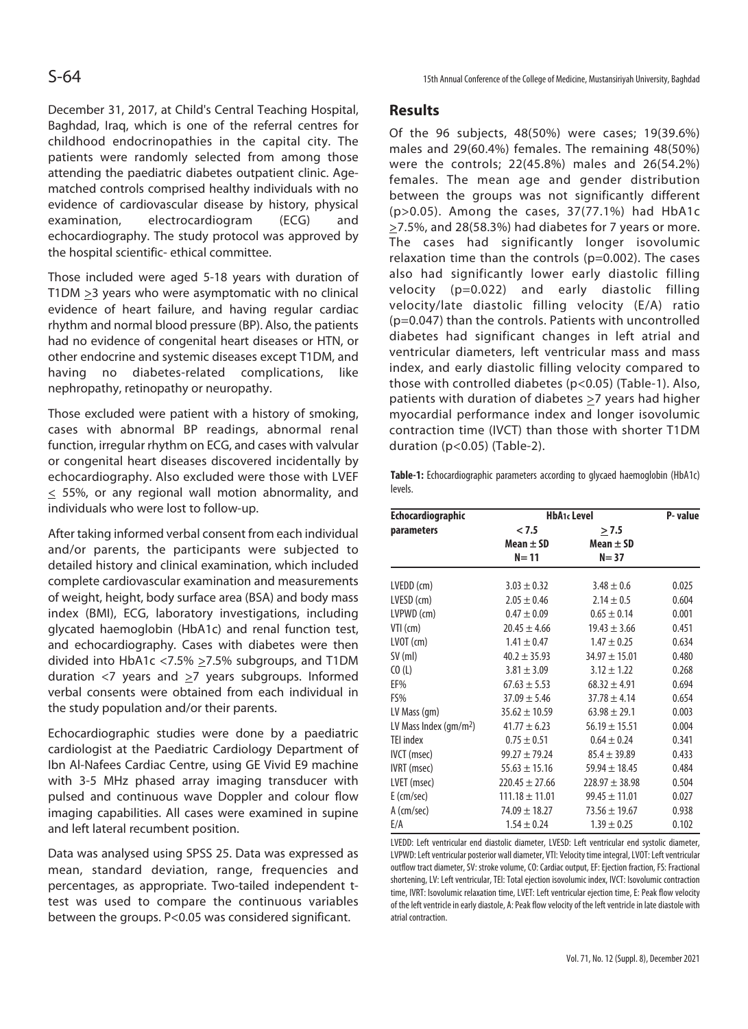December 31, 2017, at Child's Central Teaching Hospital, Baghdad, Iraq, which is one of the referral centres for childhood endocrinopathies in the capital city. The patients were randomly selected from among those attending the paediatric diabetes outpatient clinic. Age-matched controls comprised healthy individuals with no evidence of cardiovascular disease by history, physical examination, electrocardiogram (ECG) and echocardiography. The study protocol was approved by the hospital scientific- ethical committee.

Those included were aged 5-18 years with duration of T1DM ≥3 years who were asymptomatic with no clinical evidence of heart failure, and having regular cardiac rhythm and normal blood pressure (BP). Also, the patients had no evidence of congenital heart diseases or HTN, or other endocrine and systemic diseases except T1DM, and having no diabetes-related complications, like nephropathy, retinopathy or neuropathy.

Those excluded were patient with a history of smoking, cases with abnormal BP readings, abnormal renal function, irregular rhythm on ECG, and cases with valvular or congenital heart diseases discovered incidentally by echocardiography. Also excluded were those with LVEF ≤ 55%, or any regional wall motion abnormality, and individuals who were lost to follow-up.

After taking informed verbal consent from each individual and/or parents, the participants were subjected to detailed history and clinical examination, which included complete cardiovascular examination and measurements of weight, height, body surface area (BSA) and body mass index (BMI), ECG, laboratory investigations, including glycated haemoglobin (HbA1c) and renal function test, and echocardiography. Cases with diabetes were then divided into HbA1c <7.5% ≥7.5% subgroups, and T1DM duration <7 years and ≥7 years subgroups. Informed verbal consents were obtained from each individual in the study population and/or their parents.

Echocardiographic studies were done by a paediatric cardiologist at the Paediatric Cardiology Department of Ibn Al-Nafees Cardiac Centre, using GE Vivid E9 machine with 3-5 MHz phased array imaging transducer with pulsed and continuous wave Doppler and colour flow imaging capabilities. All cases were examined in supine and left lateral recumbent position.

Data was analysed using SPSS 25. Data was expressed as mean, standard deviation, range, frequencies and percentages, as appropriate. Two-tailed independent t-test was used to compare the continuous variables between the groups. P<0.05 was considered significant.

## Results

Of the 96 subjects, 48(50%) were cases; 19(39.6%) males and 29(60.4%) females. The remaining 48(50%) were the controls; 22(45.8%) males and 26(54.2%) females. The mean age and gender distribution between the groups was not significantly different (p>0.05). Among the cases, 37(77.1%) had HbA1c ≥7.5%, and 28(58.3%) had diabetes for 7 years or more. The cases had significantly longer isovolumic relaxation time than the controls (p=0.002). The cases also had significantly lower early diastolic filling velocity (p=0.022) and early diastolic filling velocity/late diastolic filling velocity (E/A) ratio (p=0.047) than the controls. Patients with uncontrolled diabetes had significant changes in left atrial and ventricular diameters, left ventricular mass and mass index, and early diastolic filling velocity compared to those with controlled diabetes (p<0.05) (Table-1). Also, patients with duration of diabetes ≥7 years had higher myocardial performance index and longer isovolumic contraction time (IVCT) than those with shorter T1DM duration (p<0.05) (Table-2).

**Table-1:** Echocardiographic parameters according to glycaed haemoglobin (HbA1c) levels.

| Echocardiographic parameters | HbA1c Level | | P- value |
|---|---|---|---|
| | < 7.5<br>Mean ± SD<br>N= 11 | ≥ 7.5<br>Mean ± SD<br>N= 37 | |
| LVEDD (cm) | 3.03 ± 0.32 | 3.48 ± 0.6 | 0.025 |
| LVESD (cm) | 2.05 ± 0.46 | 2.14 ± 0.5 | 0.604 |
| LVPWD (cm) | 0.47 ± 0.09 | 0.65 ± 0.14 | 0.001 |
| VTI (cm) | 20.45 ± 4.66 | 19.43 ± 3.66 | 0.451 |
| LVOT (cm) | 1.41 ± 0.47 | 1.47 ± 0.25 | 0.634 |
| SV (ml) | 40.2 ± 35.93 | 34.97 ± 15.01 | 0.480 |
| CO (L) | 3.81 ± 3.09 | 3.12 ± 1.22 | 0.268 |
| EF% | 67.63 ± 5.53 | 68.32 ± 4.91 | 0.694 |
| FS% | 37.09 ± 5.46 | 37.78 ± 4.14 | 0.654 |
| LV Mass (gm) | 35.62 ± 10.59 | 63.98 ± 29.1 | 0.003 |
| LV Mass Index ($gm/m^2$) | 41.77 ± 6.23 | 56.19 ± 15.51 | 0.004 |
| TEI index | 0.75 ± 0.51 | 0.64 ± 0.24 | 0.341 |
| IVCT (msec) | 99.27 ± 79.24 | 85.4 ± 39.89 | 0.433 |
| IVRT (msec) | 55.63 ± 15.16 | 59.94 ± 18.45 | 0.484 |
| LVET (msec) | 220.45 ± 27.66 | 228.97 ± 38.98 | 0.504 |
| E (cm/sec) | 111.18 ± 11.01 | 99.45 ± 11.01 | 0.027 |
| A (cm/sec) | 74.09 ± 18.27 | 73.56 ± 19.67 | 0.938 |
| E/A | 1.54 ± 0.24 | 1.39 ± 0.25 | 0.102 |

LVEDD: Left ventricular end diastolic diameter, LVESD: Left ventricular end systolic diameter, LVPWD: Left ventricular posterior wall diameter, VTI: Velocity time integral, LVOT: Left ventricular outflow tract diameter, SV: stroke volume, CO: Cardiac output, EF: Ejection fraction, FS: Fractional shortening, LV: Left ventricular, TEI: Total ejection isovolumic index, IVCT: Isovolumic contraction time, IVRT: Isovolumic relaxation time, LVET: Left ventricular ejection time, E: Peak flow velocity of the left ventricle in early diastole, A: Peak flow velocity of the left ventricle in late diastole with atrial contraction.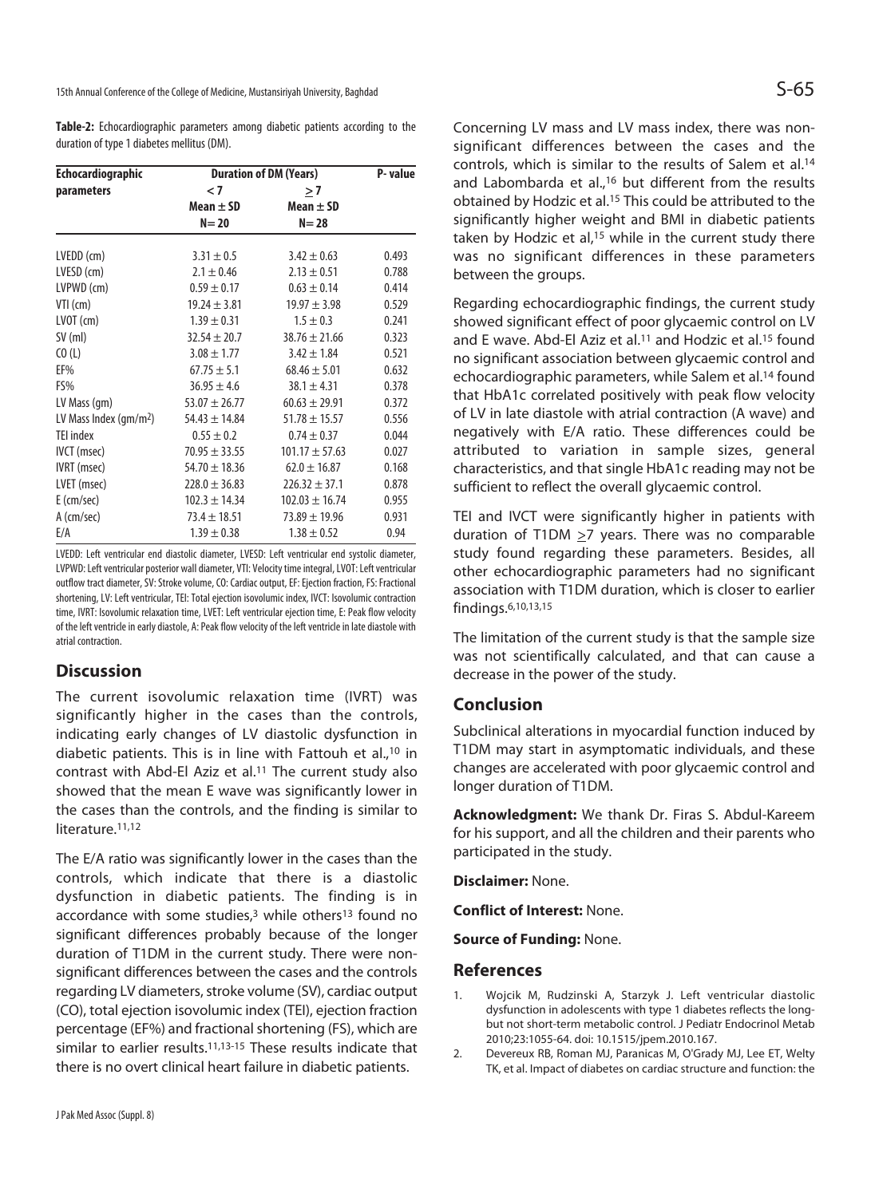**Table-2:** Echocardiographic parameters among diabetic patients according to the duration of type 1 diabetes mellitus (DM).

| Echocardiographic parameters | Duration of DM (Years) | | P- value |
|---|---|---|---|
| | < 7 | ≥ 7 | |
| | Mean ± SD | Mean ± SD | |
| | N= 20 | N= 28 | |
| LVEDD (cm) | 3.31 ± 0.5 | 3.42 ± 0.63 | 0.493 |
| LVESD (cm) | 2.1 ± 0.46 | 2.13 ± 0.51 | 0.788 |
| LVPWD (cm) | 0.59 ± 0.17 | 0.63 ± 0.14 | 0.414 |
| VTI (cm) | 19.24 ± 3.81 | 19.97 ± 3.98 | 0.529 |
| LVOT (cm) | 1.39 ± 0.31 | 1.5 ± 0.3 | 0.241 |
| SV (ml) | 32.54 ± 20.7 | 38.76 ± 21.66 | 0.323 |
| CO (L) | 3.08 ± 1.77 | 3.42 ± 1.84 | 0.521 |
| EF% | 67.75 ± 5.1 | 68.46 ± 5.01 | 0.632 |
| FS% | 36.95 ± 4.6 | 38.1 ± 4.31 | 0.378 |
| LV Mass (gm) | 53.07 ± 26.77 | 60.63 ± 29.91 | 0.372 |
| LV Mass Index (gm/m$^2$) | 54.43 ± 14.84 | 51.78 ± 15.57 | 0.556 |
| TEI index | 0.55 ± 0.2 | 0.74 ± 0.37 | 0.044 |
| IVCT (msec) | 70.95 ± 33.55 | 101.17 ± 57.63 | 0.027 |
| IVRT (msec) | 54.70 ± 18.36 | 62.0 ± 16.87 | 0.168 |
| LVET (msec) | 228.0 ± 36.83 | 226.32 ± 37.1 | 0.878 |
| E (cm/sec) | 102.3 ± 14.34 | 102.03 ± 16.74 | 0.955 |
| A (cm/sec) | 73.4 ± 18.51 | 73.89 ± 19.96 | 0.931 |
| E/A | 1.39 ± 0.38 | 1.38 ± 0.52 | 0.94 |

LVEDD: Left ventricular end diastolic diameter, LVESD: Left ventricular end systolic diameter, LVPWD: Left ventricular posterior wall diameter, VTI: Velocity time integral, LVOT: Left ventricular outflow tract diameter, SV: Stroke volume, CO: Cardiac output, EF: Ejection fraction, FS: Fractional shortening, LV: Left ventricular, TEI: Total ejection isovolumic index, IVCT: Isovolumic contraction time, IVRT: Isovolumic relaxation time, LVET: Left ventricular ejection time, E: Peak flow velocity of the left ventricle in early diastole, A: Peak flow velocity of the left ventricle in late diastole with atrial contraction.

## Discussion

The current isovolumic relaxation time (IVRT) was significantly higher in the cases than the controls, indicating early changes of LV diastolic dysfunction in diabetic patients. This is in line with Fattouh et al.,[10] in contrast with Abd-El Aziz et al.[11] The current study also showed that the mean E wave was significantly lower in the cases than the controls, and the finding is similar to literature.[11,12]

The E/A ratio was significantly lower in the cases than the controls, which indicate that there is a diastolic dysfunction in diabetic patients. The finding is in accordance with some studies,[3] while others[13] found no significant differences probably because of the longer duration of T1DM in the current study. There were non-significant differences between the cases and the controls regarding LV diameters, stroke volume (SV), cardiac output (CO), total ejection isovolumic index (TEI), ejection fraction percentage (EF%) and fractional shortening (FS), which are similar to earlier results.[11,13-15] These results indicate that there is no overt clinical heart failure in diabetic patients.

Concerning LV mass and LV mass index, there was non-significant differences between the cases and the controls, which is similar to the results of Salem et al.[14] and Labombarda et al.,[16] but different from the results obtained by Hodzic et al.[15] This could be attributed to the significantly higher weight and BMI in diabetic patients taken by Hodzic et al,[15] while in the current study there was no significant differences in these parameters between the groups.

Regarding echocardiographic findings, the current study showed significant effect of poor glycaemic control on LV and E wave. Abd-El Aziz et al.[11] and Hodzic et al.[15] found no significant association between glycaemic control and echocardiographic parameters, while Salem et al.[14] found that HbA1c correlated positively with peak flow velocity of LV in late diastole with atrial contraction (A wave) and negatively with E/A ratio. These differences could be attributed to variation in sample sizes, general characteristics, and that single HbA1c reading may not be sufficient to reflect the overall glycaemic control.

TEI and IVCT were significantly higher in patients with duration of T1DM ≥7 years. There was no comparable study found regarding these parameters. Besides, all other echocardiographic parameters had no significant association with T1DM duration, which is closer to earlier findings.[6,10,13,15]

The limitation of the current study is that the sample size was not scientifically calculated, and that can cause a decrease in the power of the study.

## Conclusion

Subclinical alterations in myocardial function induced by T1DM may start in asymptomatic individuals, and these changes are accelerated with poor glycaemic control and longer duration of T1DM.

**Acknowledgment:** We thank Dr. Firas S. Abdul-Kareem for his support, and all the children and their parents who participated in the study.

**Disclaimer:** None.

**Conflict of Interest:** None.

**Source of Funding:** None.

## References

1. Wojcik M, Rudzinski A, Starzyk J. Left ventricular diastolic dysfunction in adolescents with type 1 diabetes reflects the long- but not short-term metabolic control. J Pediatr Endocrinol Metab 2010;23:1055-64. doi: 10.1515/jpem.2010.167.
2. Devereux RB, Roman MJ, Paranicas M, O'Grady MJ, Lee ET, Welty TK, et al. Impact of diabetes on cardiac structure and function: the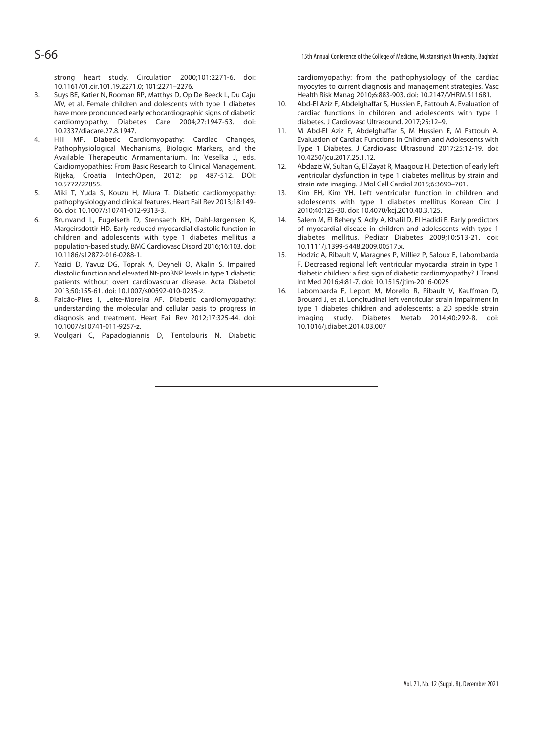strong heart study. Circulation 2000;101:2271-6. doi: 10.1161/01.cir.101.19.2271.0; 101:2271–2276.

3. Suys BE, Katier N, Rooman RP, Matthys D, Op De Beeck L, Du Caju MV, et al. Female children and dolescents with type 1 diabetes have more pronounced early echocardiographic signs of diabetic cardiomyopathy. Diabetes Care 2004;27:1947-53. doi: 10.2337/diacare.27.8.1947.
4. Hill MF. Diabetic Cardiomyopathy: Cardiac Changes, Pathophysiological Mechanisms, Biologic Markers, and the Available Therapeutic Armamentarium. In: Veselka J, eds. Cardiomyopathies: From Basic Research to Clinical Management. Rijeka, Croatia: IntechOpen, 2012; pp 487-512. DOI: 10.5772/27855.
5. Miki T, Yuda S, Kouzu H, Miura T. Diabetic cardiomyopathy: pathophysiology and clinical features. Heart Fail Rev 2013;18:149-66. doi: 10.1007/s10741-012-9313-3.
6. Brunvand L, Fugelseth D, Stensaeth KH, Dahl-Jørgensen K, Margeirsdottir HD. Early reduced myocardial diastolic function in children and adolescents with type 1 diabetes mellitus a population-based study. BMC Cardiovasc Disord 2016;16:103. doi: 10.1186/s12872-016-0288-1.
7. Yazici D, Yavuz DG, Toprak A, Deyneli O, Akalin S. Impaired diastolic function and elevated Nt-proBNP levels in type 1 diabetic patients without overt cardiovascular disease. Acta Diabetol 2013;50:155-61. doi: 10.1007/s00592-010-0235-z.
8. Falcão-Pires I, Leite-Moreira AF. Diabetic cardiomyopathy: understanding the molecular and cellular basis to progress in diagnosis and treatment. Heart Fail Rev 2012;17:325-44. doi: 10.1007/s10741-011-9257-z.
9. Voulgari C, Papadogiannis D, Tentolouris N. Diabetic cardiomyopathy: from the pathophysiology of the cardiac myocytes to current diagnosis and management strategies. Vasc Health Risk Manag 2010;6:883-903. doi: 10.2147/VHRM.S11681.
10. Abd-El Aziz F, Abdelghaffar S, Hussien E, Fattouh A. Evaluation of cardiac functions in children and adolescents with type 1 diabetes. J Cardiovasc Ultrasound. 2017;25:12–9.
11. M Abd-El Aziz F, Abdelghaffar S, M Hussien E, M Fattouh A. Evaluation of Cardiac Functions in Children and Adolescents with Type 1 Diabetes. J Cardiovasc Ultrasound 2017;25:12-19. doi: 10.4250/jcu.2017.25.1.12.
12. Abdaziz W, Sultan G, El Zayat R, Maagouz H. Detection of early left ventricular dysfunction in type 1 diabetes mellitus by strain and strain rate imaging. J Mol Cell Cardiol 2015;6:3690–701.
13. Kim EH, Kim YH. Left ventricular function in children and adolescents with type 1 diabetes mellitus Korean Circ J 2010;40:125-30. doi: 10.4070/kcj.2010.40.3.125.
14. Salem M, El Behery S, Adly A, Khalil D, El Hadidi E. Early predictors of myocardial disease in children and adolescents with type 1 diabetes mellitus. Pediatr Diabetes 2009;10:513-21. doi: 10.1111/j.1399-5448.2009.00517.x.
15. Hodzic A, Ribault V, Maragnes P, Milliez P, Saloux E, Labombarda F. Decreased regional left ventricular myocardial strain in type 1 diabetic children: a first sign of diabetic cardiomyopathy? J Transl Int Med 2016;4:81-7. doi: 10.1515/jtim-2016-0025
16. Labombarda F, Leport M, Morello R, Ribault V, Kauffman D, Brouard J, et al. Longitudinal left ventricular strain impairment in type 1 diabetes children and adolescents: a 2D speckle strain imaging study. Diabetes Metab 2014;40:292-8. doi: 10.1016/j.diabet.2014.03.007